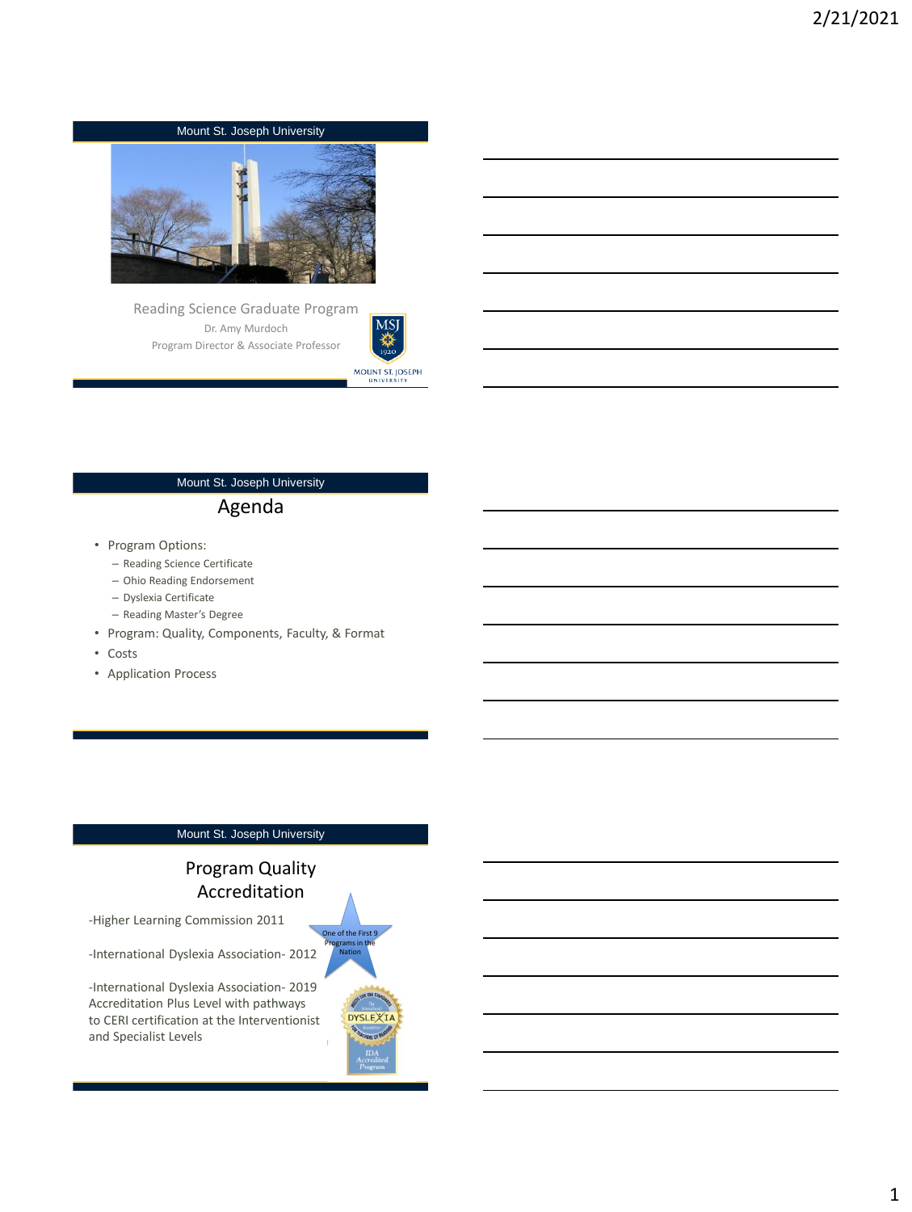Mount St. Joseph University

Reading Science Graduate Program

Dr. Amy Murdoch

Program Director & Associate Professor

MSJ 1920

MOUNT ST. JOSEPH UNIVERSITY

Mount St. Joseph University

## Agenda

- Program Options:
  - Reading Science Certificate
  - Ohio Reading Endorsement
  - Dyslexia Certificate
  - Reading Master's Degree
- Program: Quality, Components, Faculty, & Format
- Costs
- Application Process

Mount St. Joseph University

## Program Quality Accreditation

-Higher Learning Commission 2011

-International Dyslexia Association- 2012

-International Dyslexia Association- 2019 Accreditation Plus Level with pathways to CERI certification at the Interventionist and Specialist Levels

One of the First 9 Programs in the Nation

IDA Accredited Program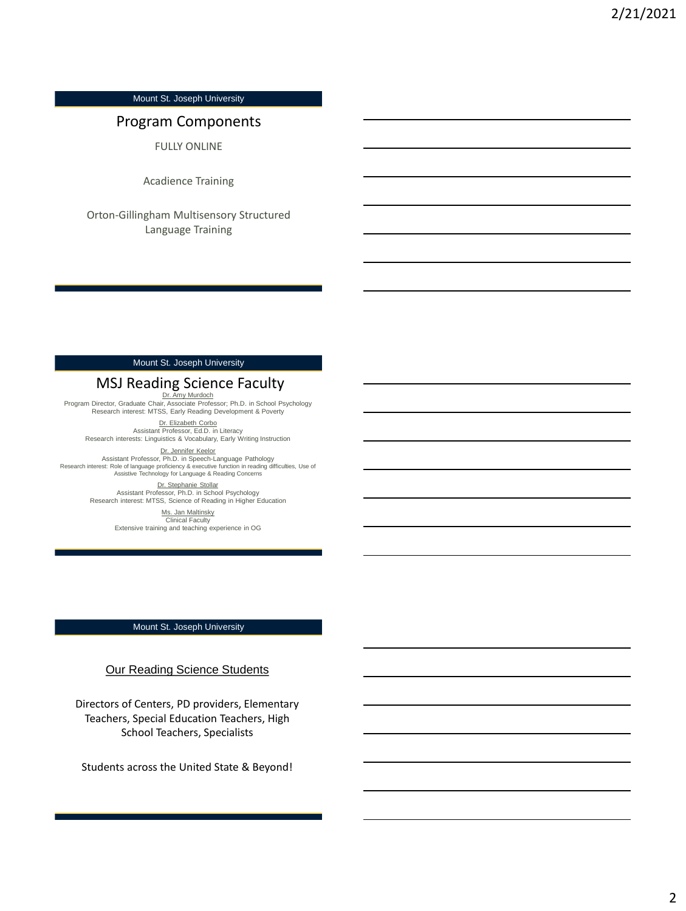Mount St. Joseph University

## Program Components

FULLY ONLINE

Acadience Training

Orton-Gillingham Multisensory Structured Language Training

Mount St. Joseph University

## MSJ Reading Science Faculty

Dr. Amy Murdoch
Program Director, Graduate Chair, Associate Professor; Ph.D. in School Psychology
Research interest: MTSS, Early Reading Development & Poverty

Dr. Elizabeth Corbo
Assistant Professor, Ed.D. in Literacy
Research interests: Linguistics & Vocabulary, Early Writing Instruction

Dr. Jennifer Keelor
Assistant Professor, Ph.D. in Speech-Language Pathology
Research interest: Role of language proficiency & executive function in reading difficulties, Use of Assistive Technology for Language & Reading Concerns

Dr. Stephanie Stollar
Assistant Professor, Ph.D. in School Psychology
Research interest: MTSS, Science of Reading in Higher Education

Ms. Jan Maltinsky
Clinical Faculty
Extensive training and teaching experience in OG

Mount St. Joseph University

## Our Reading Science Students

Directors of Centers, PD providers, Elementary Teachers, Special Education Teachers, High School Teachers, Specialists

Students across the United State & Beyond!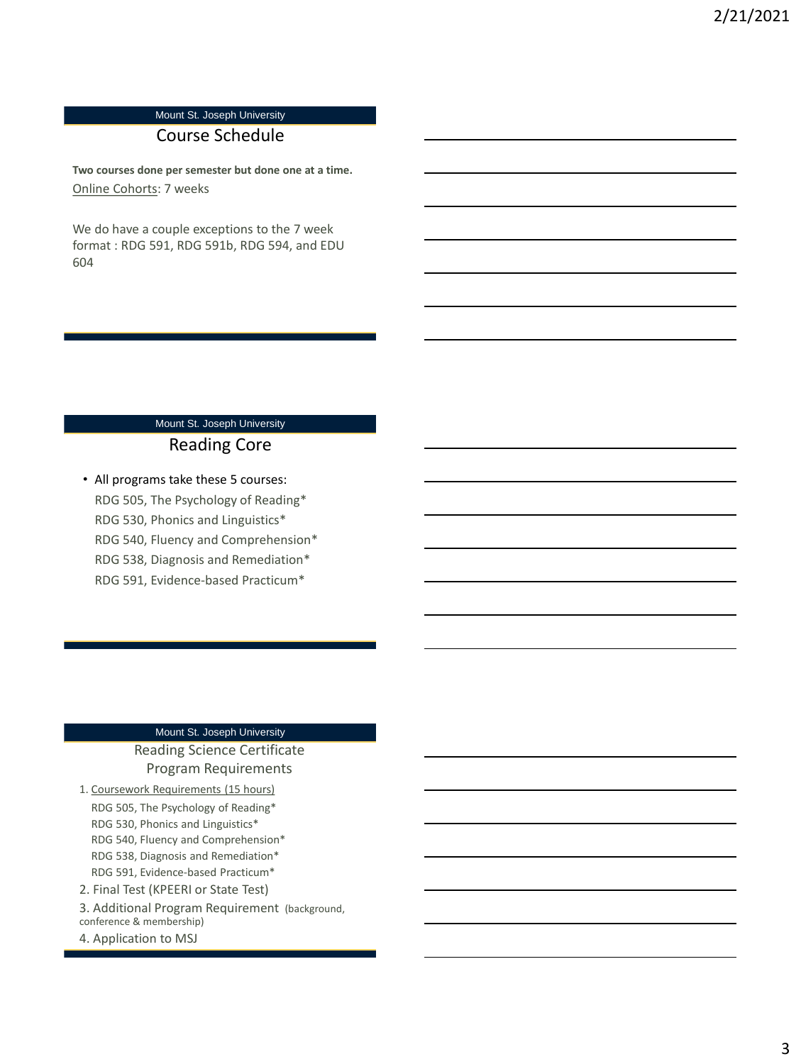Mount St. Joseph University

## Course Schedule

**Two courses done per semester but done one at a time.**

Online Cohorts: 7 weeks

We do have a couple exceptions to the 7 week format : RDG 591, RDG 591b, RDG 594, and EDU 604

Mount St. Joseph University

## Reading Core

- All programs take these 5 courses:
  - RDG 505, The Psychology of Reading*
  - RDG 530, Phonics and Linguistics*
  - RDG 540, Fluency and Comprehension*
  - RDG 538, Diagnosis and Remediation*
  - RDG 591, Evidence-based Practicum*

Mount St. Joseph University

## Reading Science Certificate Program Requirements

1. Coursework Requirements (15 hours)
   - RDG 505, The Psychology of Reading*
   - RDG 530, Phonics and Linguistics*
   - RDG 540, Fluency and Comprehension*
   - RDG 538, Diagnosis and Remediation*
   - RDG 591, Evidence-based Practicum*
2. Final Test (KPEERI or State Test)
3. Additional Program Requirement (background, conference & membership)
4. Application to MSJ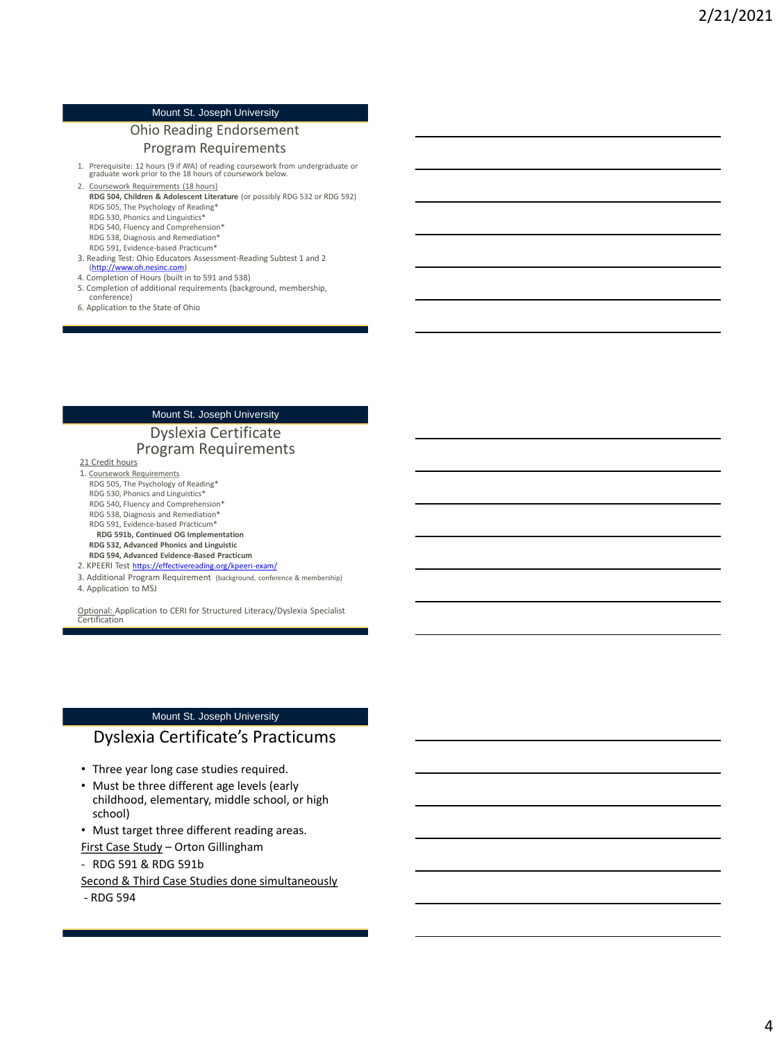Mount St. Joseph University

## Ohio Reading Endorsement Program Requirements

1. Prerequisite: 12 hours (9 if AYA) of reading coursework from undergraduate or graduate work prior to the 18 hours of coursework below.
2. Coursework Requirements (18 hours)
   - **RDG 504, Children & Adolescent Literature** (or possibly RDG 532 or RDG 592)
   - RDG 505, The Psychology of Reading*
   - RDG 530, Phonics and Linguistics*
   - RDG 540, Fluency and Comprehension*
   - RDG 538, Diagnosis and Remediation*
   - RDG 591, Evidence-based Practicum*
3. Reading Test: Ohio Educators Assessment-Reading Subtest 1 and 2 (http://www.oh.nesinc.com)
4. Completion of Hours (built in to 591 and 538)
5. Completion of additional requirements (background, membership, conference)
6. Application to the State of Ohio

Mount St. Joseph University

## Dyslexia Certificate Program Requirements

21 Credit hours

1. Coursework Requirements
   - RDG 505, The Psychology of Reading*
   - RDG 530, Phonics and Linguistics*
   - RDG 540, Fluency and Comprehension*
   - RDG 538, Diagnosis and Remediation*
   - RDG 591, Evidence-based Practicum*
   - **RDG 591b, Continued OG Implementation**
   - **RDG 532, Advanced Phonics and Linguistic**
   - **RDG 594, Advanced Evidence-Based Practicum**
2. KPEERI Test https://effectivereading.org/kpeeri-exam/
3. Additional Program Requirement (background, conference & membership)
4. Application to MSJ

Optional: Application to CERI for Structured Literacy/Dyslexia Specialist Certification

Mount St. Joseph University

## Dyslexia Certificate's Practicums

- Three year long case studies required.
- Must be three different age levels (early childhood, elementary, middle school, or high school)
- Must target three different reading areas.

First Case Study – Orton Gillingham

- RDG 591 & RDG 591b

Second & Third Case Studies done simultaneously

- RDG 594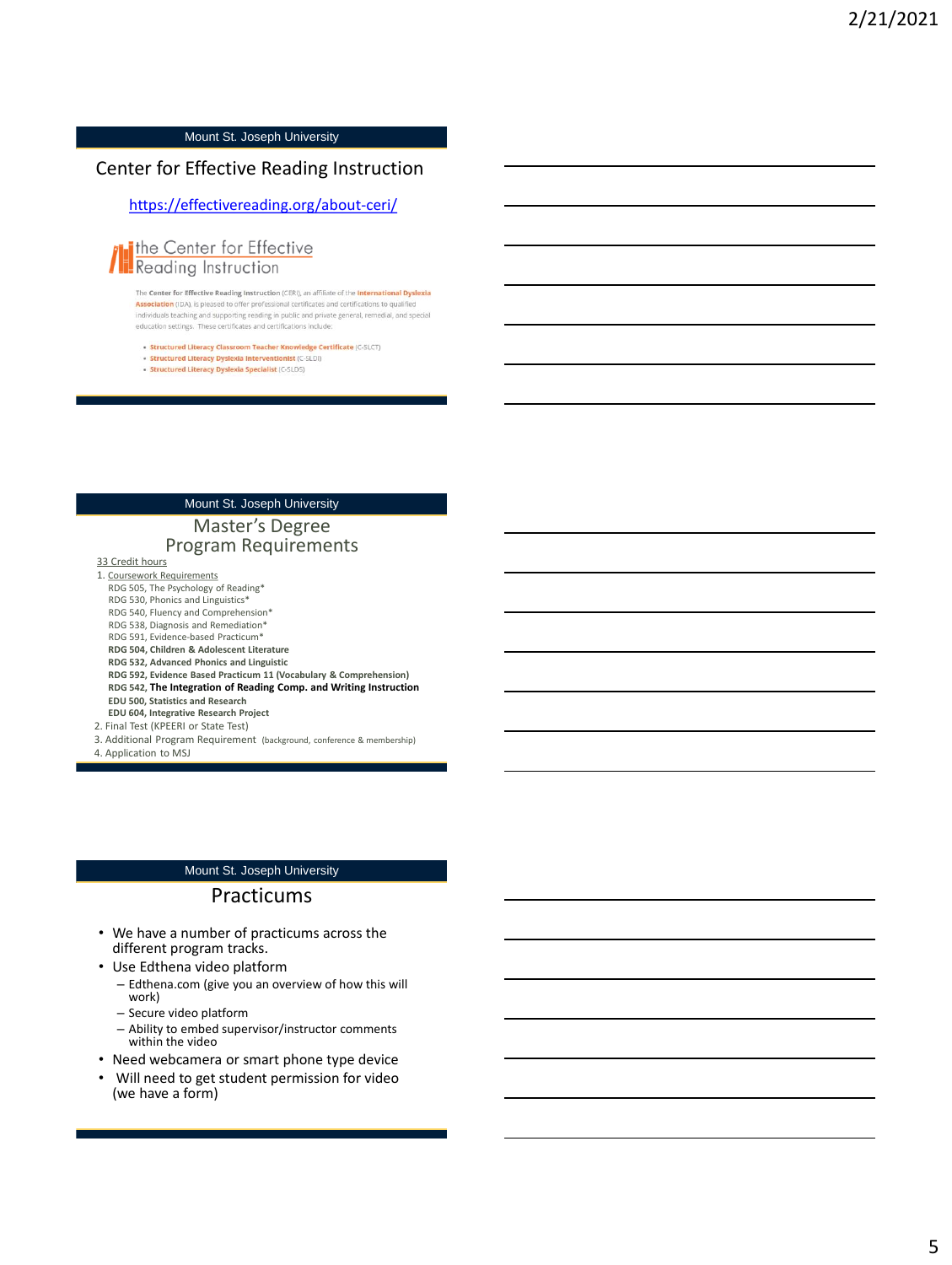Mount St. Joseph University

## Center for Effective Reading Instruction

https://effectivereading.org/about-ceri/

the Center for Effective Reading Instruction

The **Center for Effective Reading Instruction** (CERI), an affiliate of the **International Dyslexia Association** (IDA), is pleased to offer professional certificates and certifications to qualified individuals teaching and supporting reading in public and private general, remedial, and special education settings. These certificates and certifications include:

- **Structured Literacy Classroom Teacher Knowledge Certificate** (C-SLCT)
- **Structured Literacy Dyslexia Interventionist** (C-SLDI)
- **Structured Literacy Dyslexia Specialist** (C-SLDS)

Mount St. Joseph University

## Master's Degree Program Requirements

33 Credit hours

1. Coursework Requirements
   - RDG 505, The Psychology of Reading*
   - RDG 530, Phonics and Linguistics*
   - RDG 540, Fluency and Comprehension*
   - RDG 538, Diagnosis and Remediation*
   - RDG 591, Evidence-based Practicum*
   - **RDG 504, Children & Adolescent Literature**
   - **RDG 532, Advanced Phonics and Linguistic**
   - **RDG 592, Evidence Based Practicum 11 (Vocabulary & Comprehension)**
   - **RDG 542, The Integration of Reading Comp. and Writing Instruction**
   - **EDU 500, Statistics and Research**
   - **EDU 604, Integrative Research Project**
2. Final Test (KPEERI or State Test)
3. Additional Program Requirement (background, conference & membership)
4. Application to MSJ

Mount St. Joseph University

## Practicums

- We have a number of practicums across the different program tracks.
- Use Edthena video platform
  - Edthena.com (give you an overview of how this will work)
  - Secure video platform
  - Ability to embed supervisor/instructor comments within the video
- Need webcamera or smart phone type device
- Will need to get student permission for video (we have a form)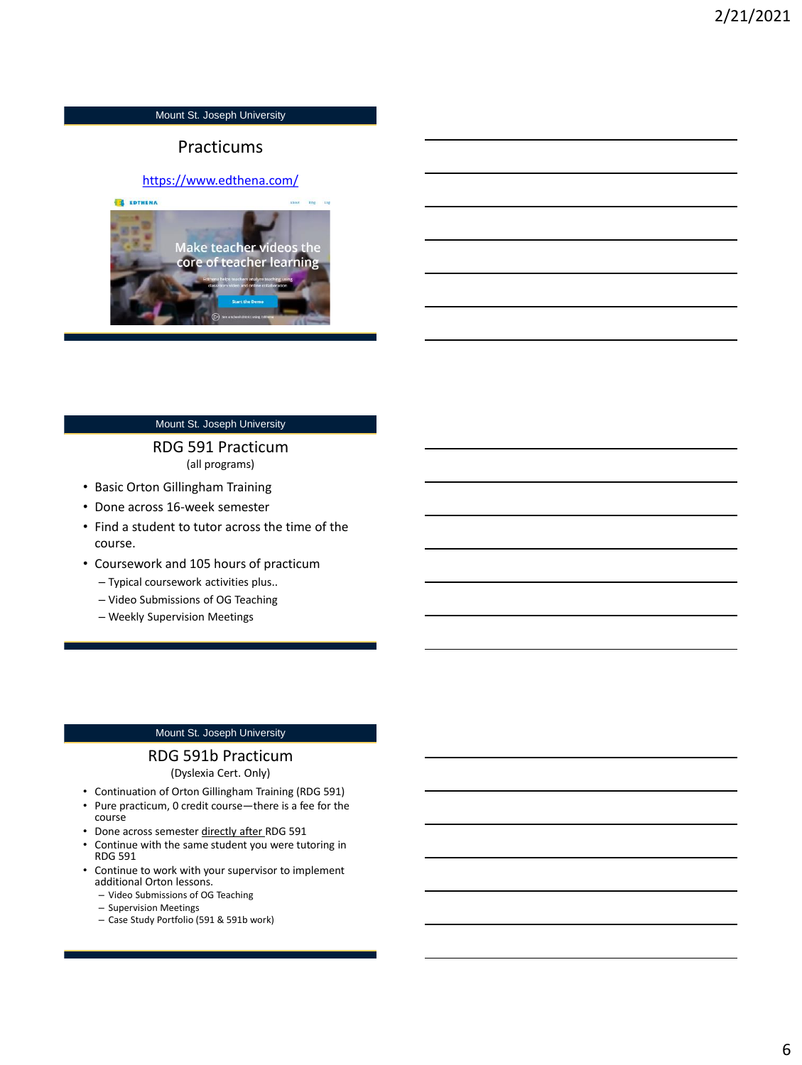Mount St. Joseph University

## Practicums

https://www.edthena.com/

Mount St. Joseph University

## RDG 591 Practicum

(all programs)

- Basic Orton Gillingham Training
- Done across 16-week semester
- Find a student to tutor across the time of the course.
- Coursework and 105 hours of practicum
  - Typical coursework activities plus..
  - Video Submissions of OG Teaching
  - Weekly Supervision Meetings

Mount St. Joseph University

## RDG 591b Practicum

(Dyslexia Cert. Only)

- Continuation of Orton Gillingham Training (RDG 591)
- Pure practicum, 0 credit course—there is a fee for the course
- Done across semester <u>directly after</u> RDG 591
- Continue with the same student you were tutoring in RDG 591
- Continue to work with your supervisor to implement additional Orton lessons.
  - Video Submissions of OG Teaching
  - Supervision Meetings
  - Case Study Portfolio (591 & 591b work)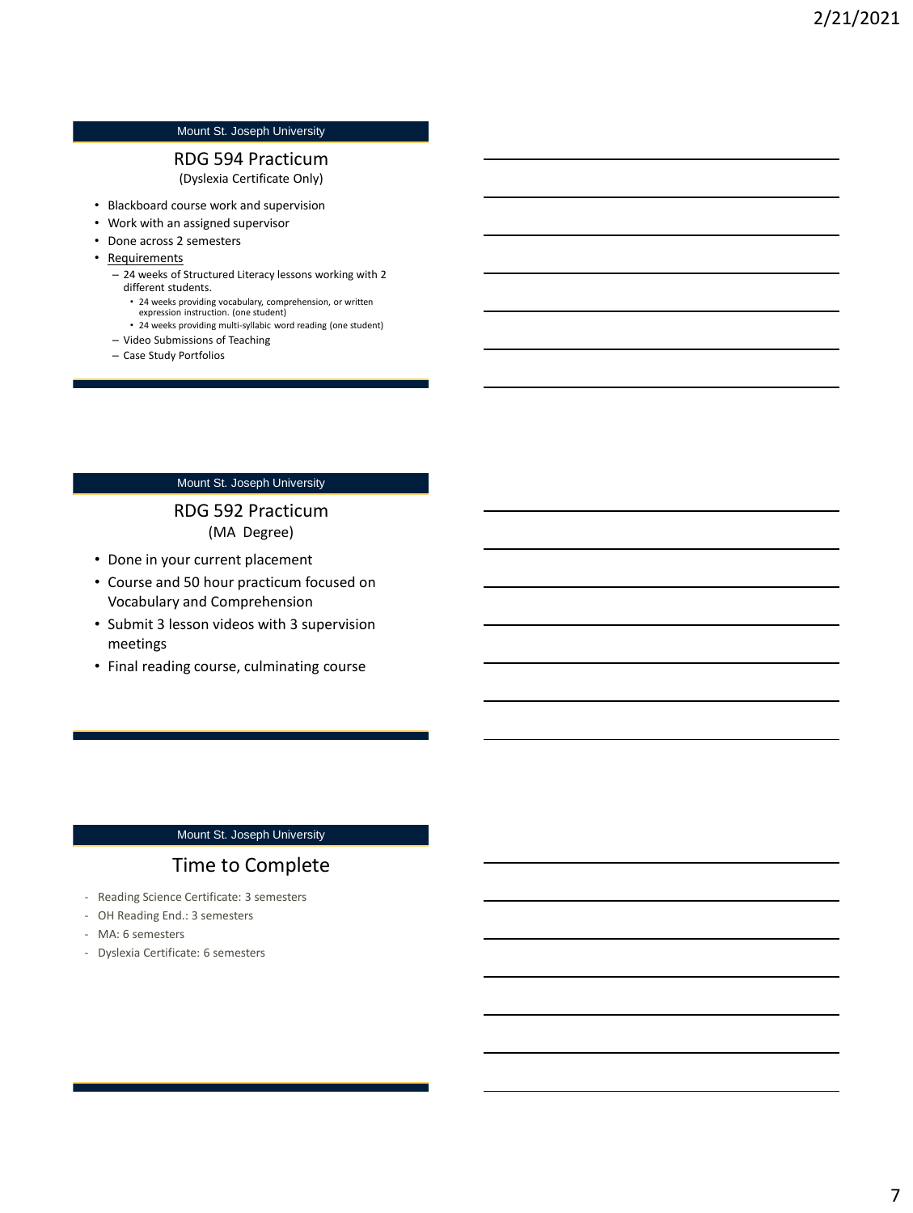Mount St. Joseph University

## RDG 594 Practicum
(Dyslexia Certificate Only)

- Blackboard course work and supervision
- Work with an assigned supervisor
- Done across 2 semesters
- Requirements
  - 24 weeks of Structured Literacy lessons working with 2 different students.
    - 24 weeks providing vocabulary, comprehension, or written expression instruction. (one student)
    - 24 weeks providing multi-syllabic word reading (one student)
  - Video Submissions of Teaching
  - Case Study Portfolios

Mount St. Joseph University

## RDG 592 Practicum
(MA Degree)

- Done in your current placement
- Course and 50 hour practicum focused on Vocabulary and Comprehension
- Submit 3 lesson videos with 3 supervision meetings
- Final reading course, culminating course

Mount St. Joseph University

## Time to Complete

- Reading Science Certificate: 3 semesters
- OH Reading End.: 3 semesters
- MA: 6 semesters
- Dyslexia Certificate: 6 semesters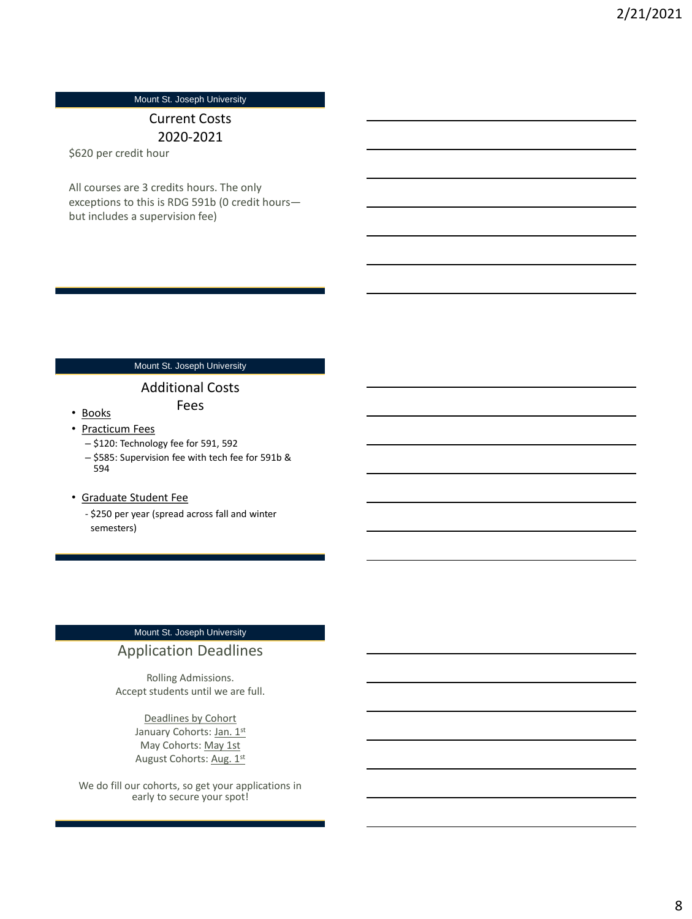Mount St. Joseph University

## Current Costs 2020-2021

$620 per credit hour

All courses are 3 credits hours. The only exceptions to this is RDG 591b (0 credit hours—but includes a supervision fee)

Mount St. Joseph University

## Additional Costs Fees

- Books
- Practicum Fees
  - $120: Technology fee for 591, 592
  - $585: Supervision fee with tech fee for 591b & 594
- Graduate Student Fee
  - $250 per year (spread across fall and winter semesters)

Mount St. Joseph University

## Application Deadlines

Rolling Admissions.
Accept students until we are full.

Deadlines by Cohort
January Cohorts: Jan. 1st
May Cohorts: May 1st
August Cohorts: Aug. 1st

We do fill our cohorts, so get your applications in early to secure your spot!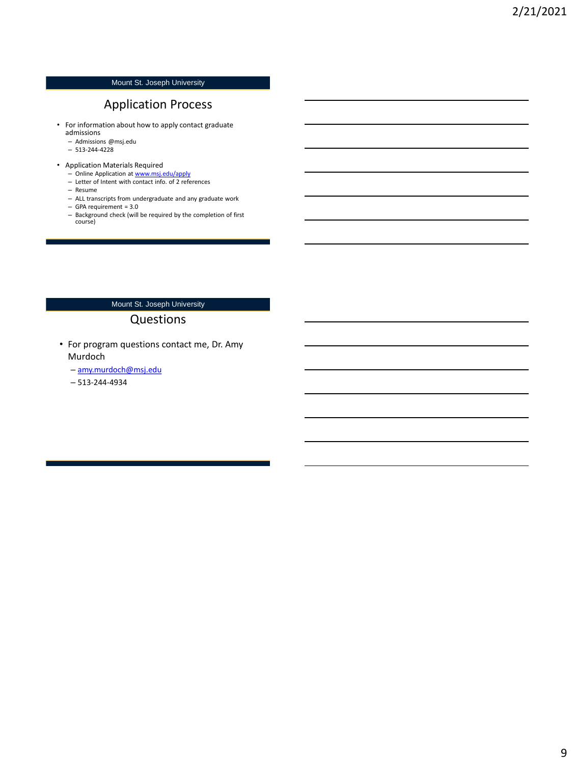Mount St. Joseph University

## Application Process

- For information about how to apply contact graduate admissions
  - Admissions @msj.edu
  - 513-244-4228
- Application Materials Required
  - Online Application at www.msj.edu/apply
  - Letter of Intent with contact info. of 2 references
  - Resume
  - ALL transcripts from undergraduate and any graduate work
  - GPA requirement = 3.0
  - Background check (will be required by the completion of first course)

Mount St. Joseph University

## Questions

- For program questions contact me, Dr. Amy Murdoch
  - amy.murdoch@msj.edu
  - 513-244-4934